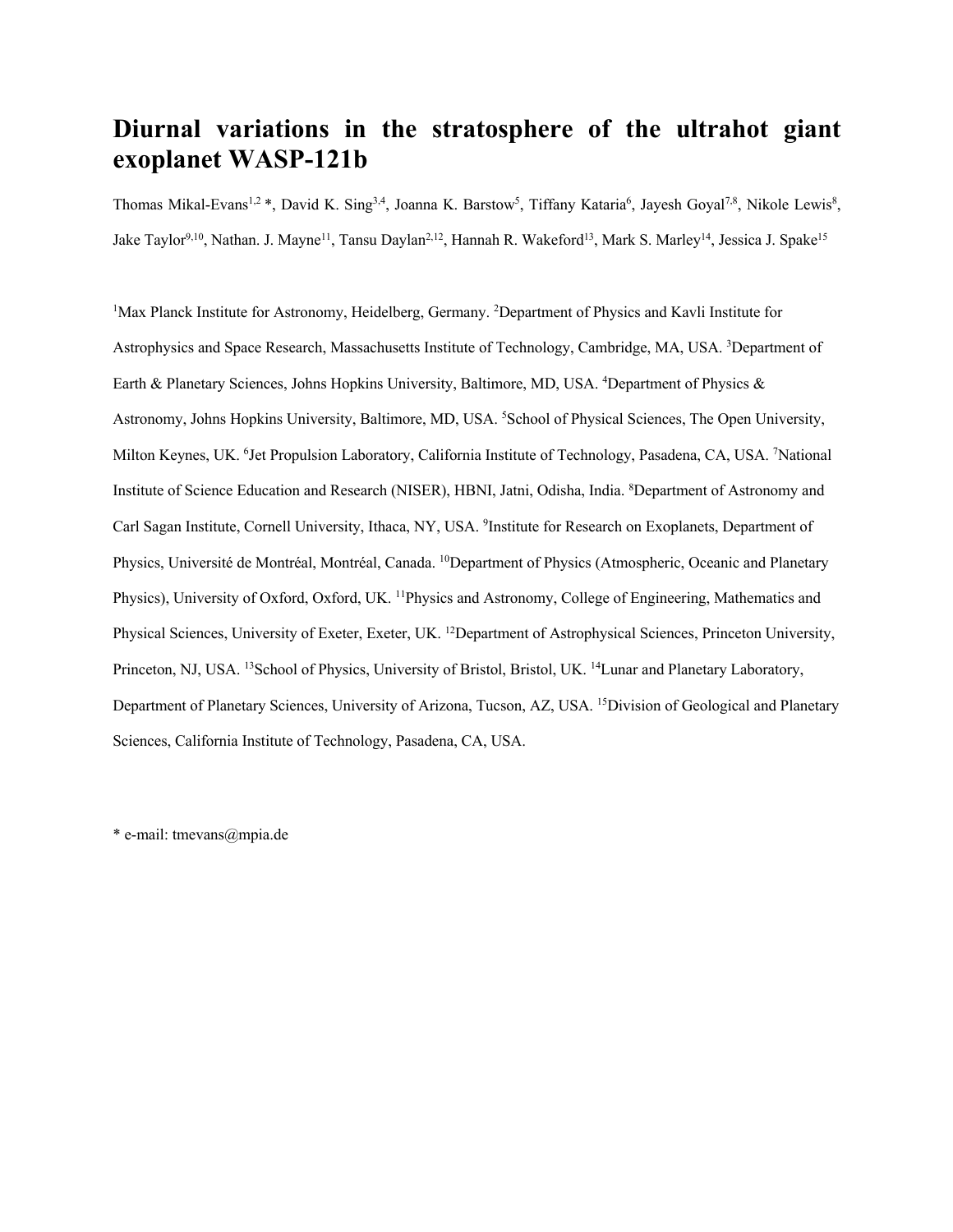# Diurnal variations in the stratosphere of the ultrahot giant exoplanet WASP-121b

Thomas Mikal-Evans[1,2] *, David K. Sing[3,4], Joanna K. Barstow[5], Tiffany Kataria[6], Jayesh Goyal[7,8], Nikole Lewis[8], Jake Taylor[9,10], Nathan. J. Mayne[11], Tansu Daylan[2,12], Hannah R. Wakeford[13], Mark S. Marley[14], Jessica J. Spake[15]

[1]Max Planck Institute for Astronomy, Heidelberg, Germany. [2]Department of Physics and Kavli Institute for Astrophysics and Space Research, Massachusetts Institute of Technology, Cambridge, MA, USA. [3]Department of Earth & Planetary Sciences, Johns Hopkins University, Baltimore, MD, USA. [4]Department of Physics & Astronomy, Johns Hopkins University, Baltimore, MD, USA. [5]School of Physical Sciences, The Open University, Milton Keynes, UK. [6]Jet Propulsion Laboratory, California Institute of Technology, Pasadena, CA, USA. [7]National Institute of Science Education and Research (NISER), HBNI, Jatni, Odisha, India. [8]Department of Astronomy and Carl Sagan Institute, Cornell University, Ithaca, NY, USA. [9]Institute for Research on Exoplanets, Department of Physics, Université de Montréal, Montréal, Canada. [10]Department of Physics (Atmospheric, Oceanic and Planetary Physics), University of Oxford, Oxford, UK. [11]Physics and Astronomy, College of Engineering, Mathematics and Physical Sciences, University of Exeter, Exeter, UK. [12]Department of Astrophysical Sciences, Princeton University, Princeton, NJ, USA. [13]School of Physics, University of Bristol, Bristol, UK. [14]Lunar and Planetary Laboratory, Department of Planetary Sciences, University of Arizona, Tucson, AZ, USA. [15]Division of Geological and Planetary Sciences, California Institute of Technology, Pasadena, CA, USA.

* e-mail: tmevans@mpia.de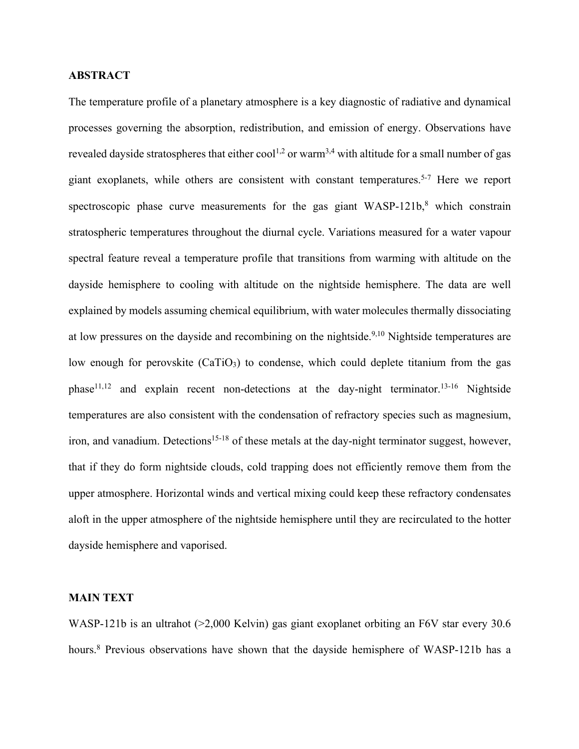## ABSTRACT

The temperature profile of a planetary atmosphere is a key diagnostic of radiative and dynamical processes governing the absorption, redistribution, and emission of energy. Observations have revealed dayside stratospheres that either cool[1,2] or warm[3,4] with altitude for a small number of gas giant exoplanets, while others are consistent with constant temperatures.[5-7] Here we report spectroscopic phase curve measurements for the gas giant WASP-121b,[8] which constrain stratospheric temperatures throughout the diurnal cycle. Variations measured for a water vapour spectral feature reveal a temperature profile that transitions from warming with altitude on the dayside hemisphere to cooling with altitude on the nightside hemisphere. The data are well explained by models assuming chemical equilibrium, with water molecules thermally dissociating at low pressures on the dayside and recombining on the nightside.[9,10] Nightside temperatures are low enough for perovskite ($CaTiO_3$) to condense, which could deplete titanium from the gas phase[11,12] and explain recent non-detections at the day-night terminator.[13-16] Nightside temperatures are also consistent with the condensation of refractory species such as magnesium, iron, and vanadium. Detections[15-18] of these metals at the day-night terminator suggest, however, that if they do form nightside clouds, cold trapping does not efficiently remove them from the upper atmosphere. Horizontal winds and vertical mixing could keep these refractory condensates aloft in the upper atmosphere of the nightside hemisphere until they are recirculated to the hotter dayside hemisphere and vaporised.

## MAIN TEXT

WASP-121b is an ultrahot (>2,000 Kelvin) gas giant exoplanet orbiting an F6V star every 30.6 hours.[8] Previous observations have shown that the dayside hemisphere of WASP-121b has a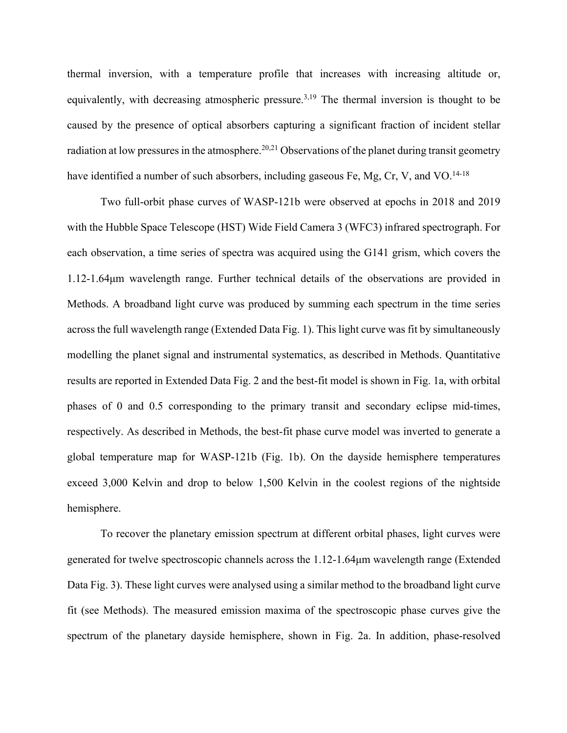thermal inversion, with a temperature profile that increases with increasing altitude or, equivalently, with decreasing atmospheric pressure.[3,19] The thermal inversion is thought to be caused by the presence of optical absorbers capturing a significant fraction of incident stellar radiation at low pressures in the atmosphere.[20,21] Observations of the planet during transit geometry have identified a number of such absorbers, including gaseous Fe, Mg, Cr, V, and VO.[14-18]

Two full-orbit phase curves of WASP-121b were observed at epochs in 2018 and 2019 with the Hubble Space Telescope (HST) Wide Field Camera 3 (WFC3) infrared spectrograph. For each observation, a time series of spectra was acquired using the G141 grism, which covers the 1.12-1.64μm wavelength range. Further technical details of the observations are provided in Methods. A broadband light curve was produced by summing each spectrum in the time series across the full wavelength range (Extended Data Fig. 1). This light curve was fit by simultaneously modelling the planet signal and instrumental systematics, as described in Methods. Quantitative results are reported in Extended Data Fig. 2 and the best-fit model is shown in Fig. 1a, with orbital phases of 0 and 0.5 corresponding to the primary transit and secondary eclipse mid-times, respectively. As described in Methods, the best-fit phase curve model was inverted to generate a global temperature map for WASP-121b (Fig. 1b). On the dayside hemisphere temperatures exceed 3,000 Kelvin and drop to below 1,500 Kelvin in the coolest regions of the nightside hemisphere.

To recover the planetary emission spectrum at different orbital phases, light curves were generated for twelve spectroscopic channels across the 1.12-1.64μm wavelength range (Extended Data Fig. 3). These light curves were analysed using a similar method to the broadband light curve fit (see Methods). The measured emission maxima of the spectroscopic phase curves give the spectrum of the planetary dayside hemisphere, shown in Fig. 2a. In addition, phase-resolved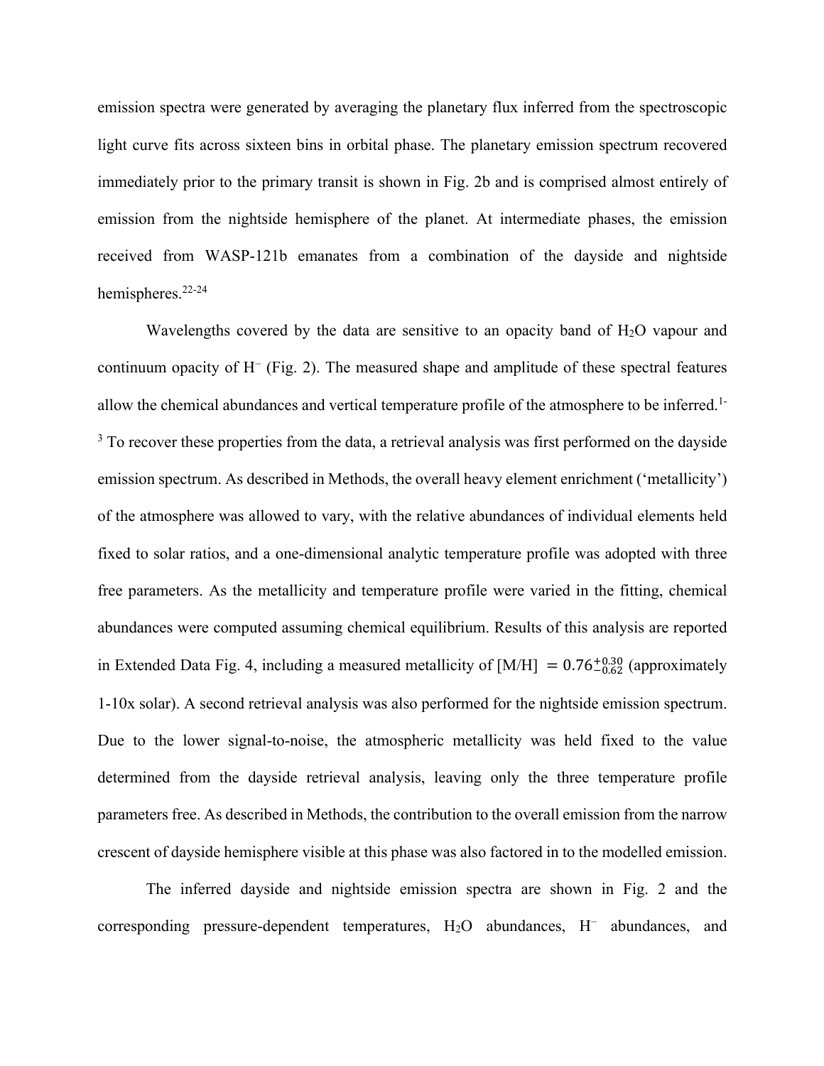emission spectra were generated by averaging the planetary flux inferred from the spectroscopic light curve fits across sixteen bins in orbital phase. The planetary emission spectrum recovered immediately prior to the primary transit is shown in Fig. 2b and is comprised almost entirely of emission from the nightside hemisphere of the planet. At intermediate phases, the emission received from WASP-121b emanates from a combination of the dayside and nightside hemispheres.[22-24]

Wavelengths covered by the data are sensitive to an opacity band of $H_2O$ vapour and continuum opacity of $H^-$ (Fig. 2). The measured shape and amplitude of these spectral features allow the chemical abundances and vertical temperature profile of the atmosphere to be inferred.[1-3] To recover these properties from the data, a retrieval analysis was first performed on the dayside emission spectrum. As described in Methods, the overall heavy element enrichment ('metallicity') of the atmosphere was allowed to vary, with the relative abundances of individual elements held fixed to solar ratios, and a one-dimensional analytic temperature profile was adopted with three free parameters. As the metallicity and temperature profile were varied in the fitting, chemical abundances were computed assuming chemical equilibrium. Results of this analysis are reported in Extended Data Fig. 4, including a measured metallicity of $[\mathrm{M/H}] = 0.76^{+0.30}_{-0.62}$ (approximately 1-10x solar). A second retrieval analysis was also performed for the nightside emission spectrum. Due to the lower signal-to-noise, the atmospheric metallicity was held fixed to the value determined from the dayside retrieval analysis, leaving only the three temperature profile parameters free. As described in Methods, the contribution to the overall emission from the narrow crescent of dayside hemisphere visible at this phase was also factored in to the modelled emission.

The inferred dayside and nightside emission spectra are shown in Fig. 2 and the corresponding pressure-dependent temperatures, $H_2O$ abundances, $H^-$ abundances, and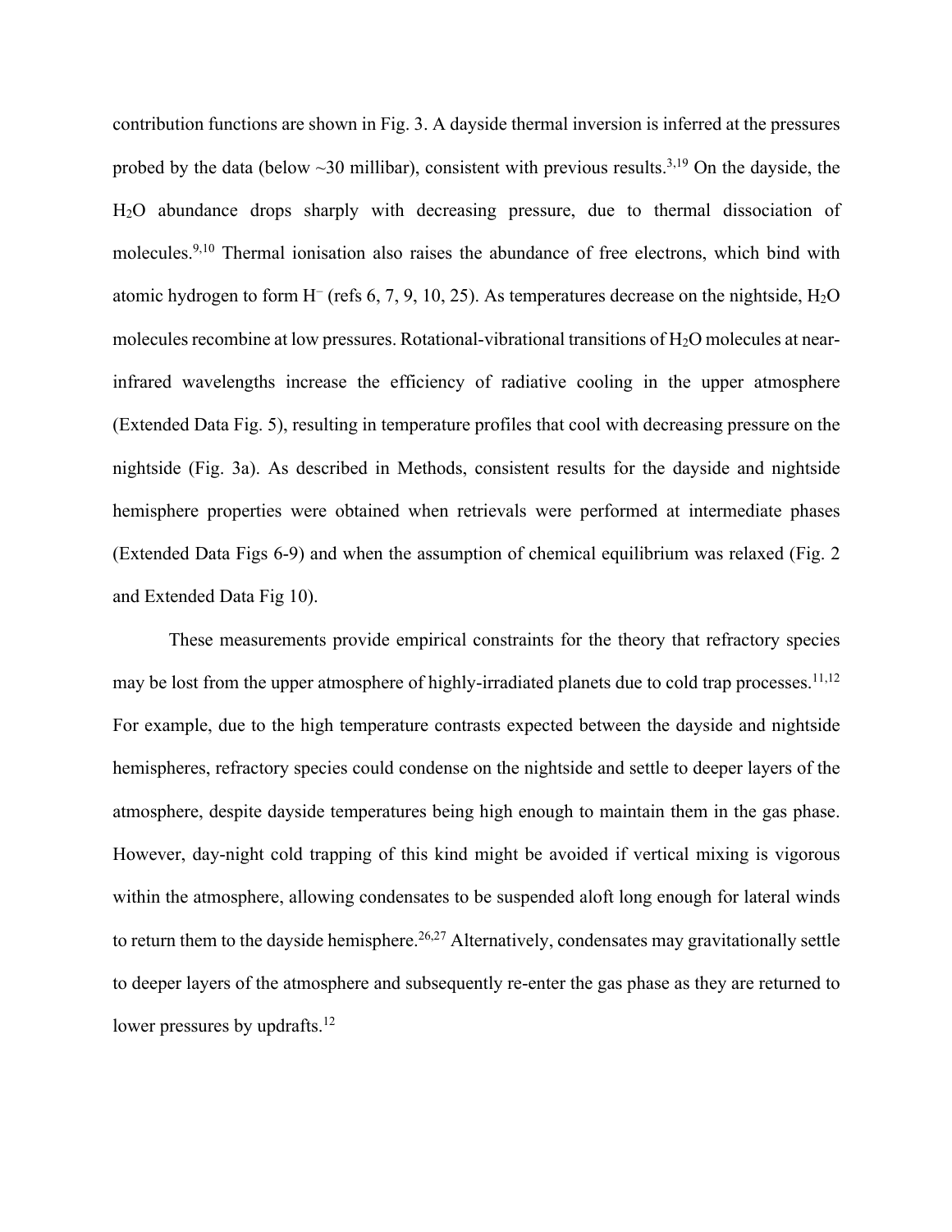contribution functions are shown in Fig. 3. A dayside thermal inversion is inferred at the pressures probed by the data (below ~30 millibar), consistent with previous results.[3,19] On the dayside, the $H_2O$ abundance drops sharply with decreasing pressure, due to thermal dissociation of molecules.[9,10] Thermal ionisation also raises the abundance of free electrons, which bind with atomic hydrogen to form $H^-$ (refs 6, 7, 9, 10, 25). As temperatures decrease on the nightside, $H_2O$ molecules recombine at low pressures. Rotational-vibrational transitions of $H_2O$ molecules at near-infrared wavelengths increase the efficiency of radiative cooling in the upper atmosphere (Extended Data Fig. 5), resulting in temperature profiles that cool with decreasing pressure on the nightside (Fig. 3a). As described in Methods, consistent results for the dayside and nightside hemisphere properties were obtained when retrievals were performed at intermediate phases (Extended Data Figs 6-9) and when the assumption of chemical equilibrium was relaxed (Fig. 2 and Extended Data Fig 10).

These measurements provide empirical constraints for the theory that refractory species may be lost from the upper atmosphere of highly-irradiated planets due to cold trap processes.[11,12] For example, due to the high temperature contrasts expected between the dayside and nightside hemispheres, refractory species could condense on the nightside and settle to deeper layers of the atmosphere, despite dayside temperatures being high enough to maintain them in the gas phase. However, day-night cold trapping of this kind might be avoided if vertical mixing is vigorous within the atmosphere, allowing condensates to be suspended aloft long enough for lateral winds to return them to the dayside hemisphere.[26,27] Alternatively, condensates may gravitationally settle to deeper layers of the atmosphere and subsequently re-enter the gas phase as they are returned to lower pressures by updrafts.[12]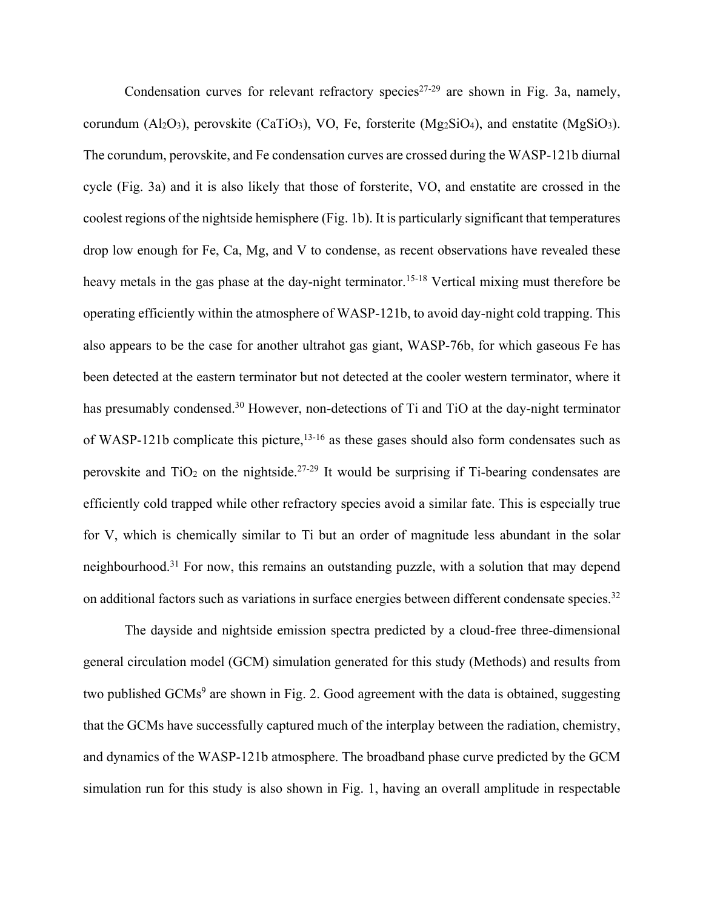Condensation curves for relevant refractory species[27-29] are shown in Fig. 3a, namely, corundum ($Al_2O_3$), perovskite ($CaTiO_3$), VO, Fe, forsterite ($Mg_2SiO_4$), and enstatite ($MgSiO_3$). The corundum, perovskite, and Fe condensation curves are crossed during the WASP-121b diurnal cycle (Fig. 3a) and it is also likely that those of forsterite, VO, and enstatite are crossed in the coolest regions of the nightside hemisphere (Fig. 1b). It is particularly significant that temperatures drop low enough for Fe, Ca, Mg, and V to condense, as recent observations have revealed these heavy metals in the gas phase at the day-night terminator.[15-18] Vertical mixing must therefore be operating efficiently within the atmosphere of WASP-121b, to avoid day-night cold trapping. This also appears to be the case for another ultrahot gas giant, WASP-76b, for which gaseous Fe has been detected at the eastern terminator but not detected at the cooler western terminator, where it has presumably condensed.[30] However, non-detections of Ti and TiO at the day-night terminator of WASP-121b complicate this picture,[13-16] as these gases should also form condensates such as perovskite and $TiO_2$ on the nightside.[27-29] It would be surprising if Ti-bearing condensates are efficiently cold trapped while other refractory species avoid a similar fate. This is especially true for V, which is chemically similar to Ti but an order of magnitude less abundant in the solar neighbourhood.[31] For now, this remains an outstanding puzzle, with a solution that may depend on additional factors such as variations in surface energies between different condensate species.[32]

The dayside and nightside emission spectra predicted by a cloud-free three-dimensional general circulation model (GCM) simulation generated for this study (Methods) and results from two published GCMs[9] are shown in Fig. 2. Good agreement with the data is obtained, suggesting that the GCMs have successfully captured much of the interplay between the radiation, chemistry, and dynamics of the WASP-121b atmosphere. The broadband phase curve predicted by the GCM simulation run for this study is also shown in Fig. 1, having an overall amplitude in respectable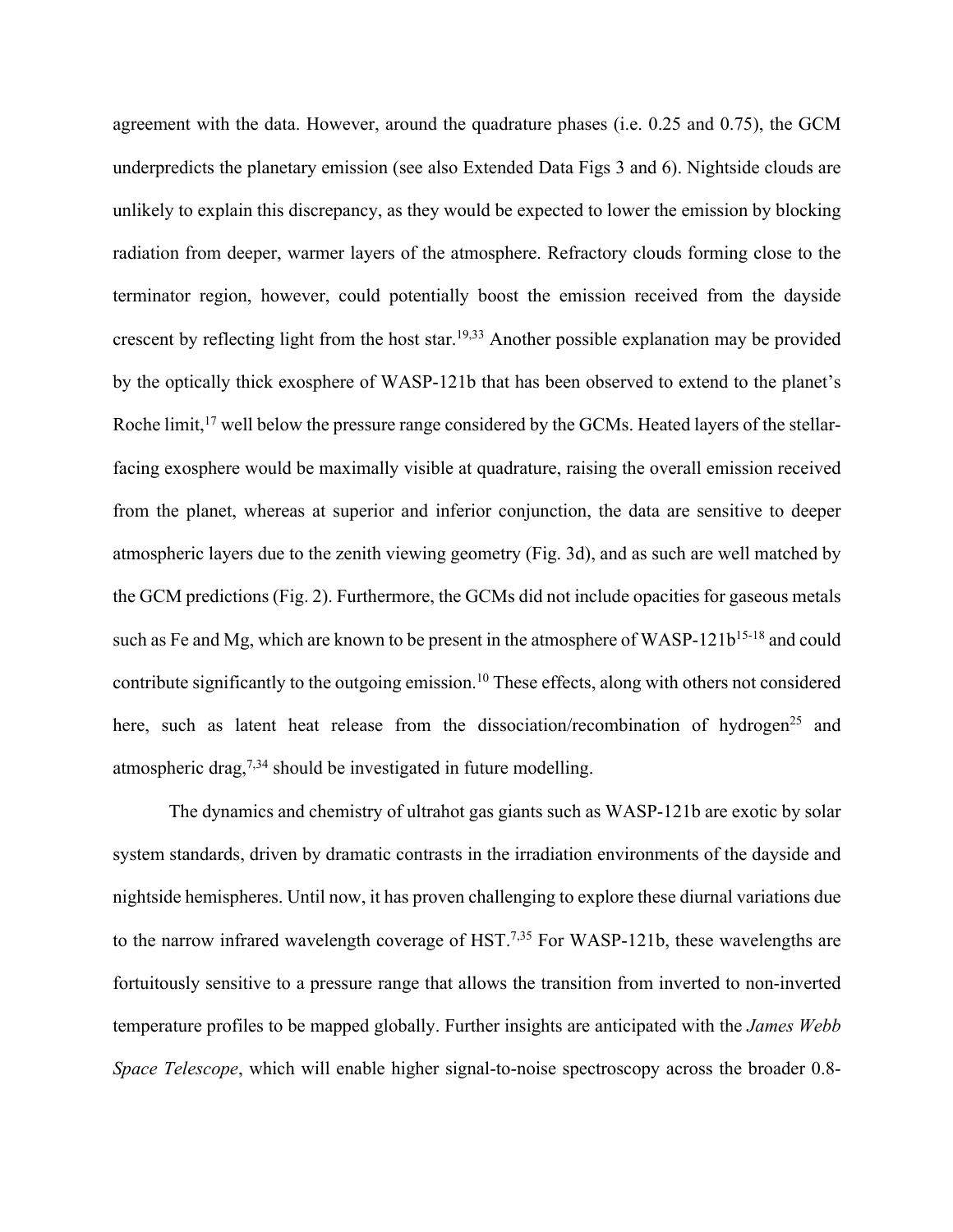agreement with the data. However, around the quadrature phases (i.e. 0.25 and 0.75), the GCM underpredicts the planetary emission (see also Extended Data Figs 3 and 6). Nightside clouds are unlikely to explain this discrepancy, as they would be expected to lower the emission by blocking radiation from deeper, warmer layers of the atmosphere. Refractory clouds forming close to the terminator region, however, could potentially boost the emission received from the dayside crescent by reflecting light from the host star.[19,33] Another possible explanation may be provided by the optically thick exosphere of WASP-121b that has been observed to extend to the planet's Roche limit,[17] well below the pressure range considered by the GCMs. Heated layers of the stellar-facing exosphere would be maximally visible at quadrature, raising the overall emission received from the planet, whereas at superior and inferior conjunction, the data are sensitive to deeper atmospheric layers due to the zenith viewing geometry (Fig. 3d), and as such are well matched by the GCM predictions (Fig. 2). Furthermore, the GCMs did not include opacities for gaseous metals such as Fe and Mg, which are known to be present in the atmosphere of WASP-121b[15-18] and could contribute significantly to the outgoing emission.[10] These effects, along with others not considered here, such as latent heat release from the dissociation/recombination of hydrogen[25] and atmospheric drag,[7,34] should be investigated in future modelling.

The dynamics and chemistry of ultrahot gas giants such as WASP-121b are exotic by solar system standards, driven by dramatic contrasts in the irradiation environments of the dayside and nightside hemispheres. Until now, it has proven challenging to explore these diurnal variations due to the narrow infrared wavelength coverage of HST.[7,35] For WASP-121b, these wavelengths are fortuitously sensitive to a pressure range that allows the transition from inverted to non-inverted temperature profiles to be mapped globally. Further insights are anticipated with the *James Webb Space Telescope*, which will enable higher signal-to-noise spectroscopy across the broader 0.8-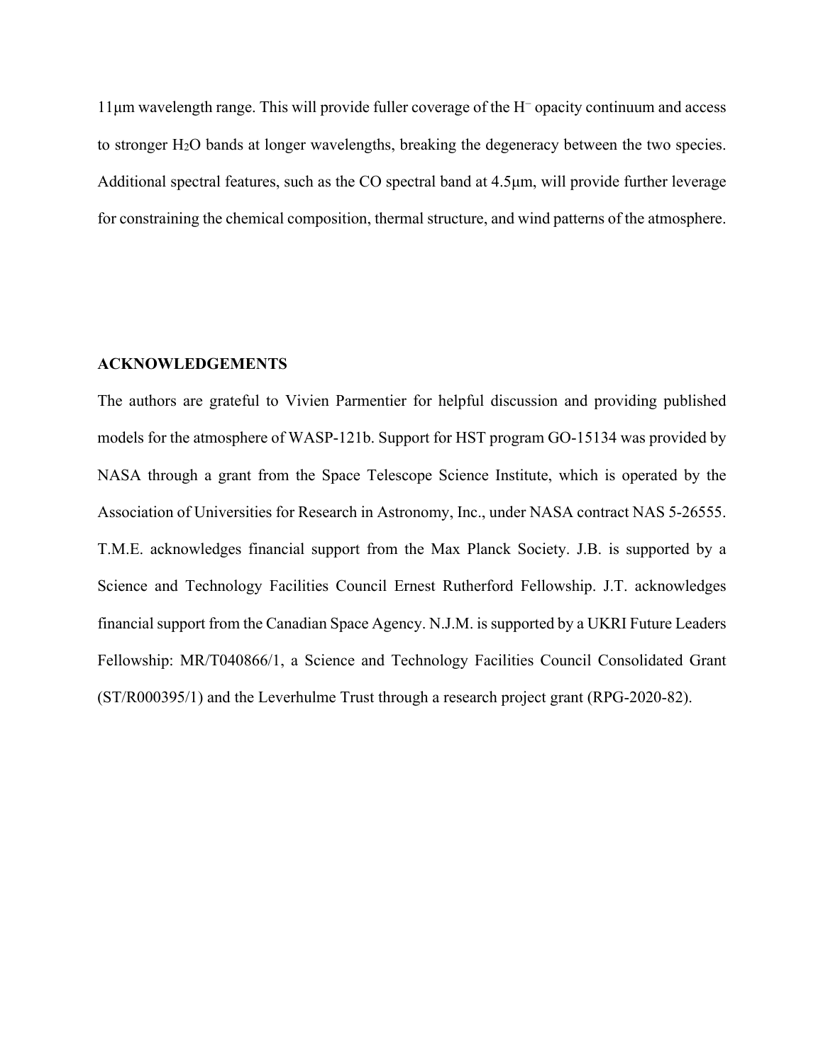11μm wavelength range. This will provide fuller coverage of the $H^-$ opacity continuum and access to stronger $H_2O$ bands at longer wavelengths, breaking the degeneracy between the two species. Additional spectral features, such as the CO spectral band at 4.5μm, will provide further leverage for constraining the chemical composition, thermal structure, and wind patterns of the atmosphere.

## ACKNOWLEDGEMENTS

The authors are grateful to Vivien Parmentier for helpful discussion and providing published models for the atmosphere of WASP-121b. Support for HST program GO-15134 was provided by NASA through a grant from the Space Telescope Science Institute, which is operated by the Association of Universities for Research in Astronomy, Inc., under NASA contract NAS 5-26555. T.M.E. acknowledges financial support from the Max Planck Society. J.B. is supported by a Science and Technology Facilities Council Ernest Rutherford Fellowship. J.T. acknowledges financial support from the Canadian Space Agency. N.J.M. is supported by a UKRI Future Leaders Fellowship: MR/T040866/1, a Science and Technology Facilities Council Consolidated Grant (ST/R000395/1) and the Leverhulme Trust through a research project grant (RPG-2020-82).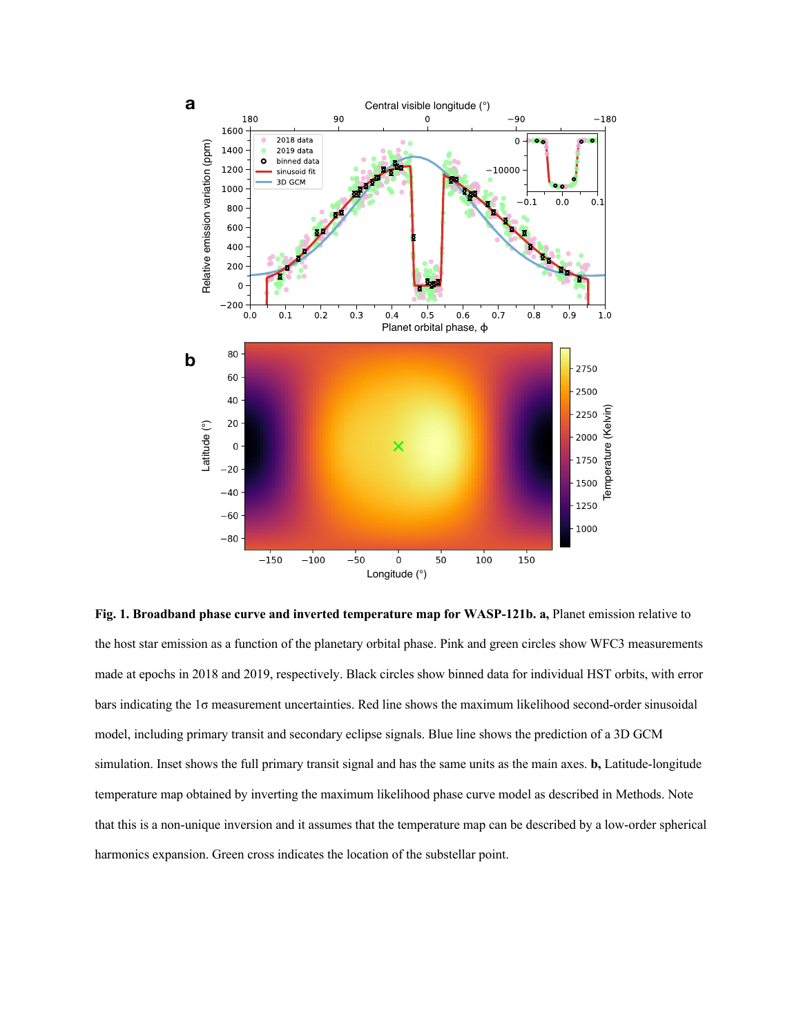**Fig. 1. Broadband phase curve and inverted temperature map for WASP-121b. a,** Planet emission relative to the host star emission as a function of the planetary orbital phase. Pink and green circles show WFC3 measurements made at epochs in 2018 and 2019, respectively. Black circles show binned data for individual HST orbits, with error bars indicating the 1σ measurement uncertainties. Red line shows the maximum likelihood second-order sinusoidal model, including primary transit and secondary eclipse signals. Blue line shows the prediction of a 3D GCM simulation. Inset shows the full primary transit signal and has the same units as the main axes. **b,** Latitude-longitude temperature map obtained by inverting the maximum likelihood phase curve model as described in Methods. Note that this is a non-unique inversion and it assumes that the temperature map can be described by a low-order spherical harmonics expansion. Green cross indicates the location of the substellar point.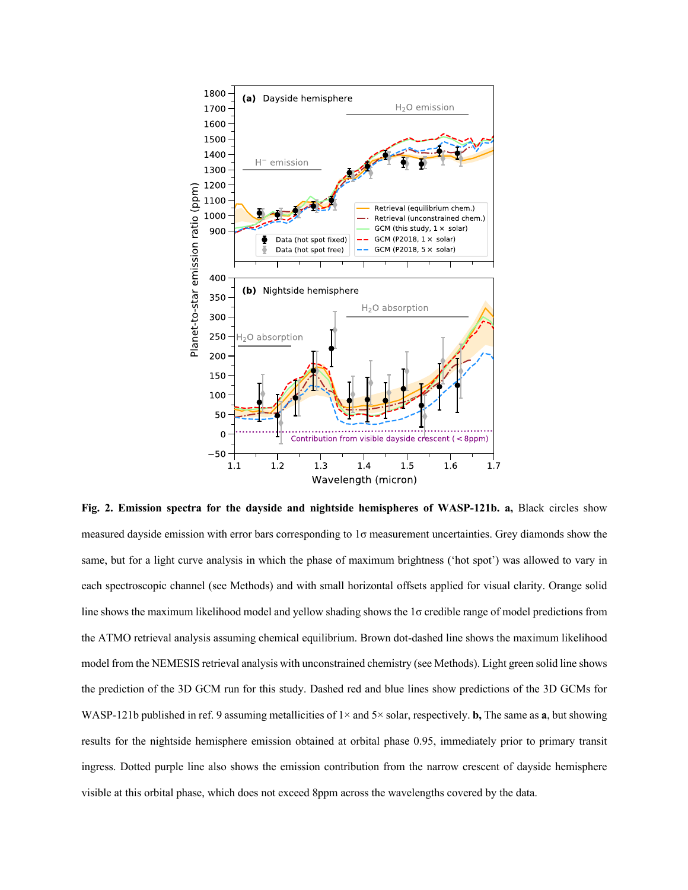**Fig. 2. Emission spectra for the dayside and nightside hemispheres of WASP-121b. a,** Black circles show measured dayside emission with error bars corresponding to 1σ measurement uncertainties. Grey diamonds show the same, but for a light curve analysis in which the phase of maximum brightness ('hot spot') was allowed to vary in each spectroscopic channel (see Methods) and with small horizontal offsets applied for visual clarity. Orange solid line shows the maximum likelihood model and yellow shading shows the 1σ credible range of model predictions from the ATMO retrieval analysis assuming chemical equilibrium. Brown dot-dashed line shows the maximum likelihood model from the NEMESIS retrieval analysis with unconstrained chemistry (see Methods). Light green solid line shows the prediction of the 3D GCM run for this study. Dashed red and blue lines show predictions of the 3D GCMs for WASP-121b published in ref. 9 assuming metallicities of 1× and 5× solar, respectively. **b,** The same as **a**, but showing results for the nightside hemisphere emission obtained at orbital phase 0.95, immediately prior to primary transit ingress. Dotted purple line also shows the emission contribution from the narrow crescent of dayside hemisphere visible at this orbital phase, which does not exceed 8ppm across the wavelengths covered by the data.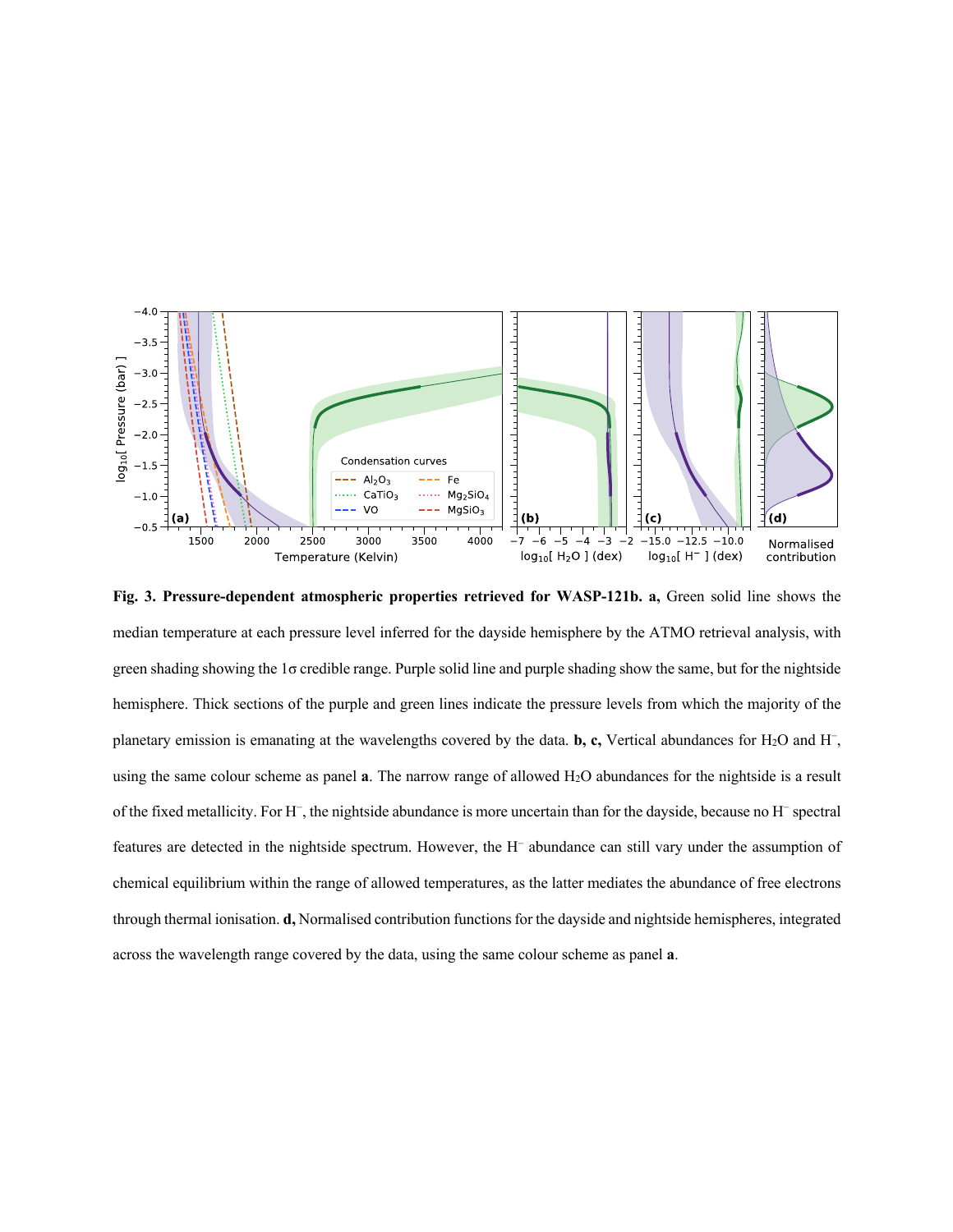**Fig. 3. Pressure-dependent atmospheric properties retrieved for WASP-121b. a,** Green solid line shows the median temperature at each pressure level inferred for the dayside hemisphere by the ATMO retrieval analysis, with green shading showing the 1σ credible range. Purple solid line and purple shading show the same, but for the nightside hemisphere. Thick sections of the purple and green lines indicate the pressure levels from which the majority of the planetary emission is emanating at the wavelengths covered by the data. **b, c,** Vertical abundances for $H_2O$ and $H^-$, using the same colour scheme as panel **a**. The narrow range of allowed $H_2O$ abundances for the nightside is a result of the fixed metallicity. For $H^-$, the nightside abundance is more uncertain than for the dayside, because no $H^-$ spectral features are detected in the nightside spectrum. However, the $H^-$ abundance can still vary under the assumption of chemical equilibrium within the range of allowed temperatures, as the latter mediates the abundance of free electrons through thermal ionisation. **d,** Normalised contribution functions for the dayside and nightside hemispheres, integrated across the wavelength range covered by the data, using the same colour scheme as panel **a**.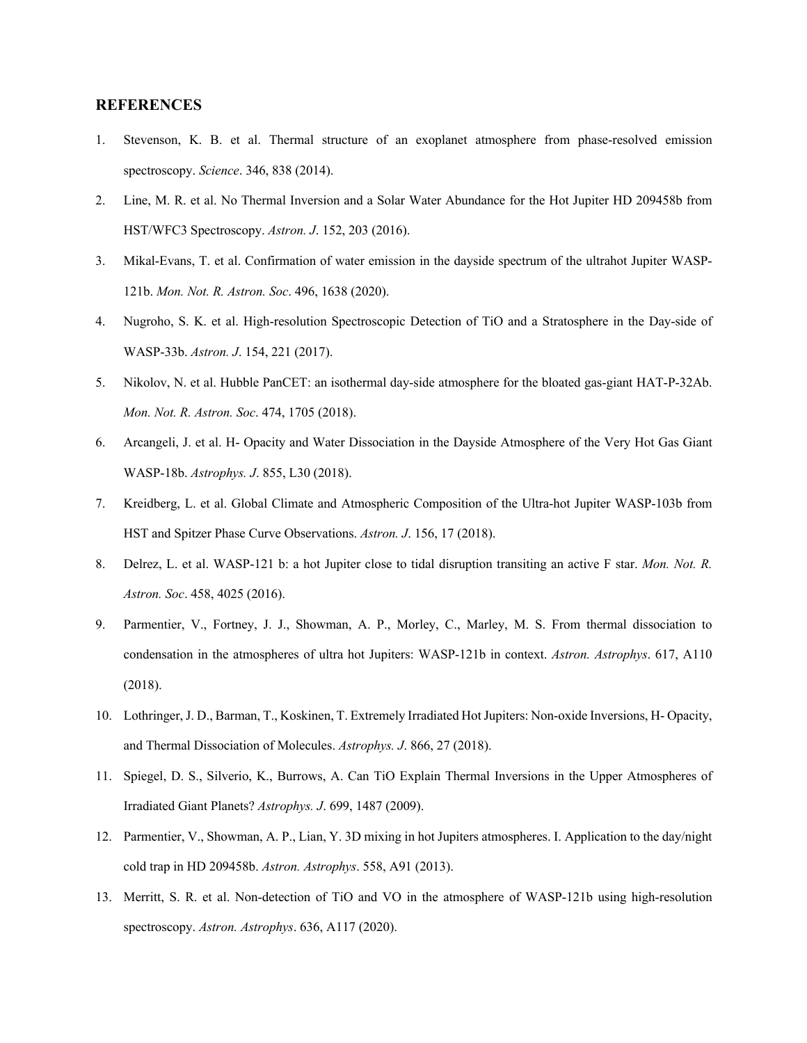## REFERENCES

1. Stevenson, K. B. et al. Thermal structure of an exoplanet atmosphere from phase-resolved emission spectroscopy. *Science*. 346, 838 (2014).
2. Line, M. R. et al. No Thermal Inversion and a Solar Water Abundance for the Hot Jupiter HD 209458b from HST/WFC3 Spectroscopy. *Astron. J*. 152, 203 (2016).
3. Mikal-Evans, T. et al. Confirmation of water emission in the dayside spectrum of the ultrahot Jupiter WASP-121b. *Mon. Not. R. Astron. Soc*. 496, 1638 (2020).
4. Nugroho, S. K. et al. High-resolution Spectroscopic Detection of TiO and a Stratosphere in the Day-side of WASP-33b. *Astron. J*. 154, 221 (2017).
5. Nikolov, N. et al. Hubble PanCET: an isothermal day-side atmosphere for the bloated gas-giant HAT-P-32Ab. *Mon. Not. R. Astron. Soc*. 474, 1705 (2018).
6. Arcangeli, J. et al. H- Opacity and Water Dissociation in the Dayside Atmosphere of the Very Hot Gas Giant WASP-18b. *Astrophys. J*. 855, L30 (2018).
7. Kreidberg, L. et al. Global Climate and Atmospheric Composition of the Ultra-hot Jupiter WASP-103b from HST and Spitzer Phase Curve Observations. *Astron. J*. 156, 17 (2018).
8. Delrez, L. et al. WASP-121 b: a hot Jupiter close to tidal disruption transiting an active F star. *Mon. Not. R. Astron. Soc*. 458, 4025 (2016).
9. Parmentier, V., Fortney, J. J., Showman, A. P., Morley, C., Marley, M. S. From thermal dissociation to condensation in the atmospheres of ultra hot Jupiters: WASP-121b in context. *Astron. Astrophys*. 617, A110 (2018).
10. Lothringer, J. D., Barman, T., Koskinen, T. Extremely Irradiated Hot Jupiters: Non-oxide Inversions, H- Opacity, and Thermal Dissociation of Molecules. *Astrophys. J*. 866, 27 (2018).
11. Spiegel, D. S., Silverio, K., Burrows, A. Can TiO Explain Thermal Inversions in the Upper Atmospheres of Irradiated Giant Planets? *Astrophys. J*. 699, 1487 (2009).
12. Parmentier, V., Showman, A. P., Lian, Y. 3D mixing in hot Jupiters atmospheres. I. Application to the day/night cold trap in HD 209458b. *Astron. Astrophys*. 558, A91 (2013).
13. Merritt, S. R. et al. Non-detection of TiO and VO in the atmosphere of WASP-121b using high-resolution spectroscopy. *Astron. Astrophys*. 636, A117 (2020).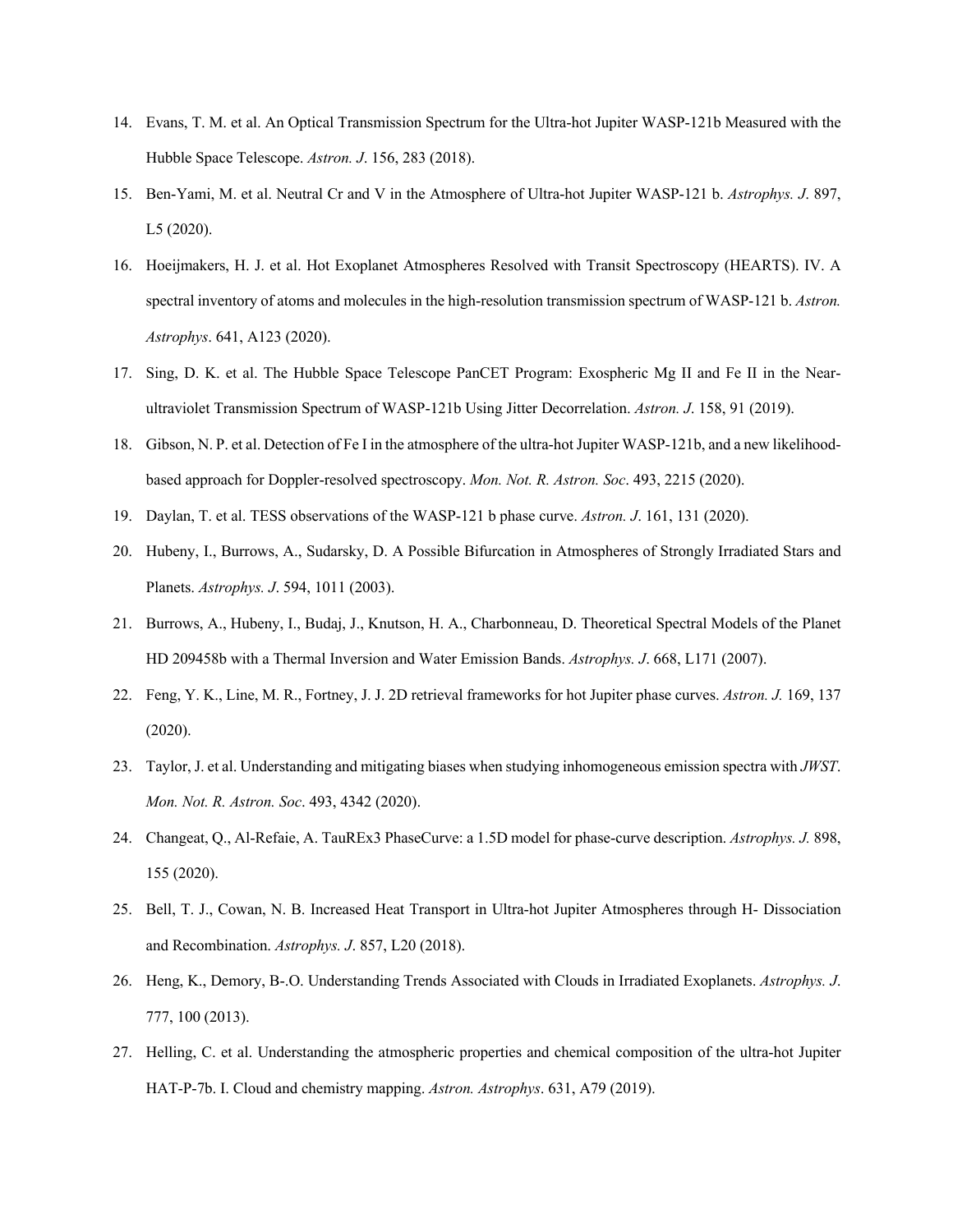14. Evans, T. M. et al. An Optical Transmission Spectrum for the Ultra-hot Jupiter WASP-121b Measured with the Hubble Space Telescope. *Astron. J*. 156, 283 (2018).

15. Ben-Yami, M. et al. Neutral Cr and V in the Atmosphere of Ultra-hot Jupiter WASP-121 b. *Astrophys. J*. 897, L5 (2020).

16. Hoeijmakers, H. J. et al. Hot Exoplanet Atmospheres Resolved with Transit Spectroscopy (HEARTS). IV. A spectral inventory of atoms and molecules in the high-resolution transmission spectrum of WASP-121 b. *Astron. Astrophys*. 641, A123 (2020).

17. Sing, D. K. et al. The Hubble Space Telescope PanCET Program: Exospheric Mg II and Fe II in the Near-ultraviolet Transmission Spectrum of WASP-121b Using Jitter Decorrelation. *Astron. J*. 158, 91 (2019).

18. Gibson, N. P. et al. Detection of Fe I in the atmosphere of the ultra-hot Jupiter WASP-121b, and a new likelihood-based approach for Doppler-resolved spectroscopy. *Mon. Not. R. Astron. Soc*. 493, 2215 (2020).

19. Daylan, T. et al. TESS observations of the WASP-121 b phase curve. *Astron. J*. 161, 131 (2020).

20. Hubeny, I., Burrows, A., Sudarsky, D. A Possible Bifurcation in Atmospheres of Strongly Irradiated Stars and Planets. *Astrophys. J*. 594, 1011 (2003).

21. Burrows, A., Hubeny, I., Budaj, J., Knutson, H. A., Charbonneau, D. Theoretical Spectral Models of the Planet HD 209458b with a Thermal Inversion and Water Emission Bands. *Astrophys. J*. 668, L171 (2007).

22. Feng, Y. K., Line, M. R., Fortney, J. J. 2D retrieval frameworks for hot Jupiter phase curves. *Astron. J.* 169, 137 (2020).

23. Taylor, J. et al. Understanding and mitigating biases when studying inhomogeneous emission spectra with *JWST*. *Mon. Not. R. Astron. Soc*. 493, 4342 (2020).

24. Changeat, Q., Al-Refaie, A. TauREx3 PhaseCurve: a 1.5D model for phase-curve description. *Astrophys. J.* 898, 155 (2020).

25. Bell, T. J., Cowan, N. B. Increased Heat Transport in Ultra-hot Jupiter Atmospheres through H- Dissociation and Recombination. *Astrophys. J*. 857, L20 (2018).

26. Heng, K., Demory, B-.O. Understanding Trends Associated with Clouds in Irradiated Exoplanets. *Astrophys. J*. 777, 100 (2013).

27. Helling, C. et al. Understanding the atmospheric properties and chemical composition of the ultra-hot Jupiter HAT-P-7b. I. Cloud and chemistry mapping. *Astron. Astrophys*. 631, A79 (2019).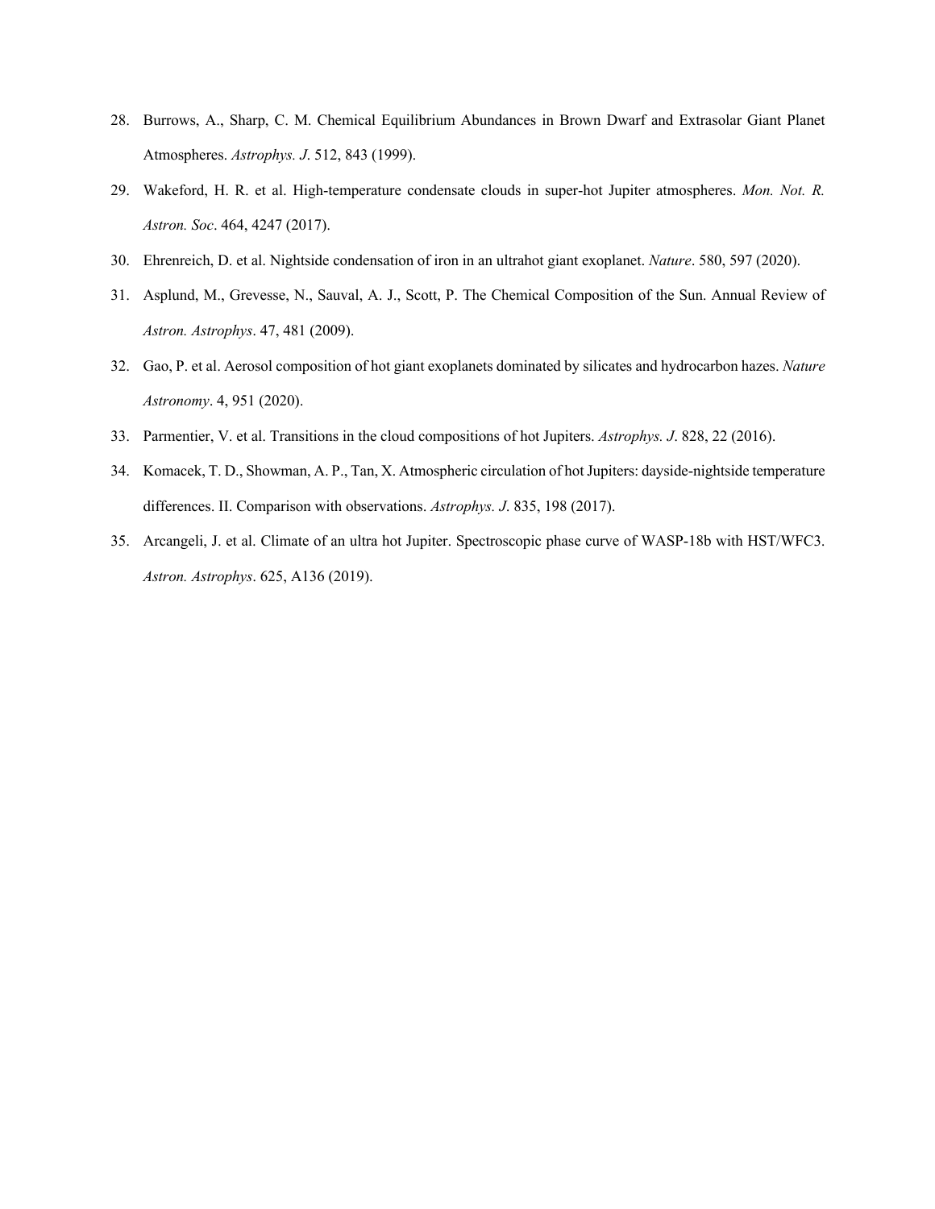28. Burrows, A., Sharp, C. M. Chemical Equilibrium Abundances in Brown Dwarf and Extrasolar Giant Planet Atmospheres. *Astrophys. J*. 512, 843 (1999).
29. Wakeford, H. R. et al. High-temperature condensate clouds in super-hot Jupiter atmospheres. *Mon. Not. R. Astron. Soc*. 464, 4247 (2017).
30. Ehrenreich, D. et al. Nightside condensation of iron in an ultrahot giant exoplanet. *Nature*. 580, 597 (2020).
31. Asplund, M., Grevesse, N., Sauval, A. J., Scott, P. The Chemical Composition of the Sun. Annual Review of *Astron. Astrophys*. 47, 481 (2009).
32. Gao, P. et al. Aerosol composition of hot giant exoplanets dominated by silicates and hydrocarbon hazes. *Nature Astronomy*. 4, 951 (2020).
33. Parmentier, V. et al. Transitions in the cloud compositions of hot Jupiters. *Astrophys. J*. 828, 22 (2016).
34. Komacek, T. D., Showman, A. P., Tan, X. Atmospheric circulation of hot Jupiters: dayside-nightside temperature differences. II. Comparison with observations. *Astrophys. J*. 835, 198 (2017).
35. Arcangeli, J. et al. Climate of an ultra hot Jupiter. Spectroscopic phase curve of WASP-18b with HST/WFC3. *Astron. Astrophys*. 625, A136 (2019).